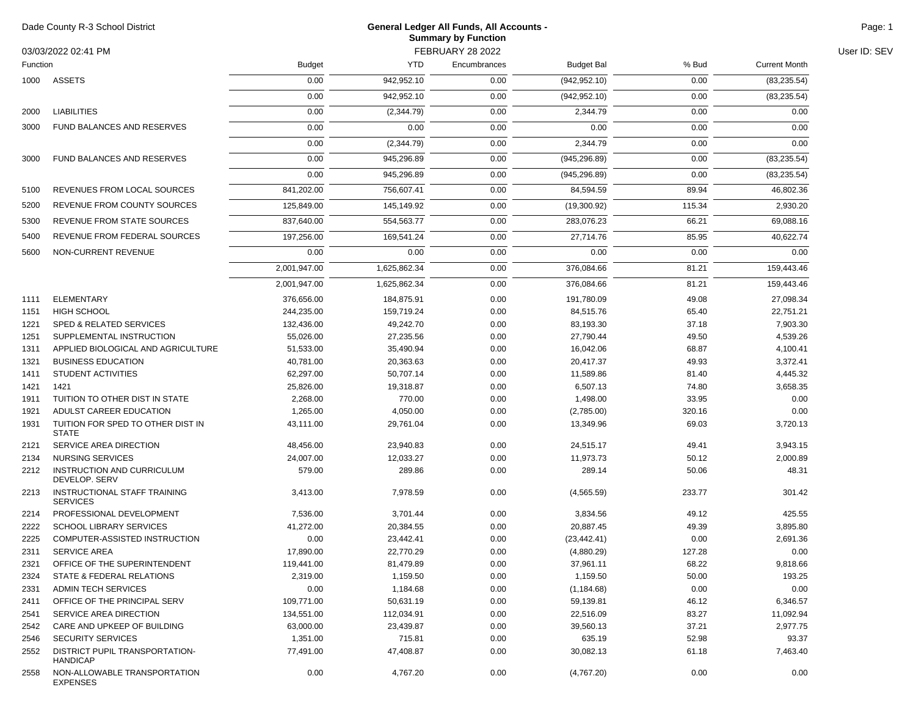Dade County R-3 School District

## General Ledger All Funds, All Accounts - Summary by Function

03/03/2022 02:41 PM — FEBRUARY 28 2022 — User ID: SEV

| Function | | Budget | YTD | Encumbrances | Budget Bal | % Bud | Current Month |
|---|---|---|---|---|---|---|---|
| 1000 | ASSETS | 0.00 | 942,952.10 | 0.00 | (942,952.10) | 0.00 | (83,235.54) |
| | | 0.00 | 942,952.10 | 0.00 | (942,952.10) | 0.00 | (83,235.54) |
| 2000 | LIABILITIES | 0.00 | (2,344.79) | 0.00 | 2,344.79 | 0.00 | 0.00 |
| 3000 | FUND BALANCES AND RESERVES | 0.00 | 0.00 | 0.00 | 0.00 | 0.00 | 0.00 |
| | | 0.00 | (2,344.79) | 0.00 | 2,344.79 | 0.00 | 0.00 |
| 3000 | FUND BALANCES AND RESERVES | 0.00 | 945,296.89 | 0.00 | (945,296.89) | 0.00 | (83,235.54) |
| | | 0.00 | 945,296.89 | 0.00 | (945,296.89) | 0.00 | (83,235.54) |
| 5100 | REVENUES FROM LOCAL SOURCES | 841,202.00 | 756,607.41 | 0.00 | 84,594.59 | 89.94 | 46,802.36 |
| 5200 | REVENUE FROM COUNTY SOURCES | 125,849.00 | 145,149.92 | 0.00 | (19,300.92) | 115.34 | 2,930.20 |
| 5300 | REVENUE FROM STATE SOURCES | 837,640.00 | 554,563.77 | 0.00 | 283,076.23 | 66.21 | 69,088.16 |
| 5400 | REVENUE FROM FEDERAL SOURCES | 197,256.00 | 169,541.24 | 0.00 | 27,714.76 | 85.95 | 40,622.74 |
| 5600 | NON-CURRENT REVENUE | 0.00 | 0.00 | 0.00 | 0.00 | 0.00 | 0.00 |
| | | 2,001,947.00 | 1,625,862.34 | 0.00 | 376,084.66 | 81.21 | 159,443.46 |
| | | 2,001,947.00 | 1,625,862.34 | 0.00 | 376,084.66 | 81.21 | 159,443.46 |
| 1111 | ELEMENTARY | 376,656.00 | 184,875.91 | 0.00 | 191,780.09 | 49.08 | 27,098.34 |
| 1151 | HIGH SCHOOL | 244,235.00 | 159,719.24 | 0.00 | 84,515.76 | 65.40 | 22,751.21 |
| 1221 | SPED & RELATED SERVICES | 132,436.00 | 49,242.70 | 0.00 | 83,193.30 | 37.18 | 7,903.30 |
| 1251 | SUPPLEMENTAL INSTRUCTION | 55,026.00 | 27,235.56 | 0.00 | 27,790.44 | 49.50 | 4,539.26 |
| 1311 | APPLIED BIOLOGICAL AND AGRICULTURE | 51,533.00 | 35,490.94 | 0.00 | 16,042.06 | 68.87 | 4,100.41 |
| 1321 | BUSINESS EDUCATION | 40,781.00 | 20,363.63 | 0.00 | 20,417.37 | 49.93 | 3,372.41 |
| 1411 | STUDENT ACTIVITIES | 62,297.00 | 50,707.14 | 0.00 | 11,589.86 | 81.40 | 4,445.32 |
| 1421 | 1421 | 25,826.00 | 19,318.87 | 0.00 | 6,507.13 | 74.80 | 3,658.35 |
| 1911 | TUITION TO OTHER DIST IN STATE | 2,268.00 | 770.00 | 0.00 | 1,498.00 | 33.95 | 0.00 |
| 1921 | ADULST CAREER EDUCATION | 1,265.00 | 4,050.00 | 0.00 | (2,785.00) | 320.16 | 0.00 |
| 1931 | TUITION FOR SPED TO OTHER DIST IN STATE | 43,111.00 | 29,761.04 | 0.00 | 13,349.96 | 69.03 | 3,720.13 |
| 2121 | SERVICE AREA DIRECTION | 48,456.00 | 23,940.83 | 0.00 | 24,515.17 | 49.41 | 3,943.15 |
| 2134 | NURSING SERVICES | 24,007.00 | 12,033.27 | 0.00 | 11,973.73 | 50.12 | 2,000.89 |
| 2212 | INSTRUCTION AND CURRICULUM DEVELOP. SERV | 579.00 | 289.86 | 0.00 | 289.14 | 50.06 | 48.31 |
| 2213 | INSTRUCTIONAL STAFF TRAINING SERVICES | 3,413.00 | 7,978.59 | 0.00 | (4,565.59) | 233.77 | 301.42 |
| 2214 | PROFESSIONAL DEVELOPMENT | 7,536.00 | 3,701.44 | 0.00 | 3,834.56 | 49.12 | 425.55 |
| 2222 | SCHOOL LIBRARY SERVICES | 41,272.00 | 20,384.55 | 0.00 | 20,887.45 | 49.39 | 3,895.80 |
| 2225 | COMPUTER-ASSISTED INSTRUCTION | 0.00 | 23,442.41 | 0.00 | (23,442.41) | 0.00 | 2,691.36 |
| 2311 | SERVICE AREA | 17,890.00 | 22,770.29 | 0.00 | (4,880.29) | 127.28 | 0.00 |
| 2321 | OFFICE OF THE SUPERINTENDENT | 119,441.00 | 81,479.89 | 0.00 | 37,961.11 | 68.22 | 9,818.66 |
| 2324 | STATE & FEDERAL RELATIONS | 2,319.00 | 1,159.50 | 0.00 | 1,159.50 | 50.00 | 193.25 |
| 2331 | ADMIN TECH SERVICES | 0.00 | 1,184.68 | 0.00 | (1,184.68) | 0.00 | 0.00 |
| 2411 | OFFICE OF THE PRINCIPAL SERV | 109,771.00 | 50,631.19 | 0.00 | 59,139.81 | 46.12 | 6,346.57 |
| 2541 | SERVICE AREA DIRECTION | 134,551.00 | 112,034.91 | 0.00 | 22,516.09 | 83.27 | 11,092.94 |
| 2542 | CARE AND UPKEEP OF BUILDING | 63,000.00 | 23,439.87 | 0.00 | 39,560.13 | 37.21 | 2,977.75 |
| 2546 | SECURITY SERVICES | 1,351.00 | 715.81 | 0.00 | 635.19 | 52.98 | 93.37 |
| 2552 | DISTRICT PUPIL TRANSPORTATION-HANDICAP | 77,491.00 | 47,408.87 | 0.00 | 30,082.13 | 61.18 | 7,463.40 |
| 2558 | NON-ALLOWABLE TRANSPORTATION EXPENSES | 0.00 | 4,767.20 | 0.00 | (4,767.20) | 0.00 | 0.00 |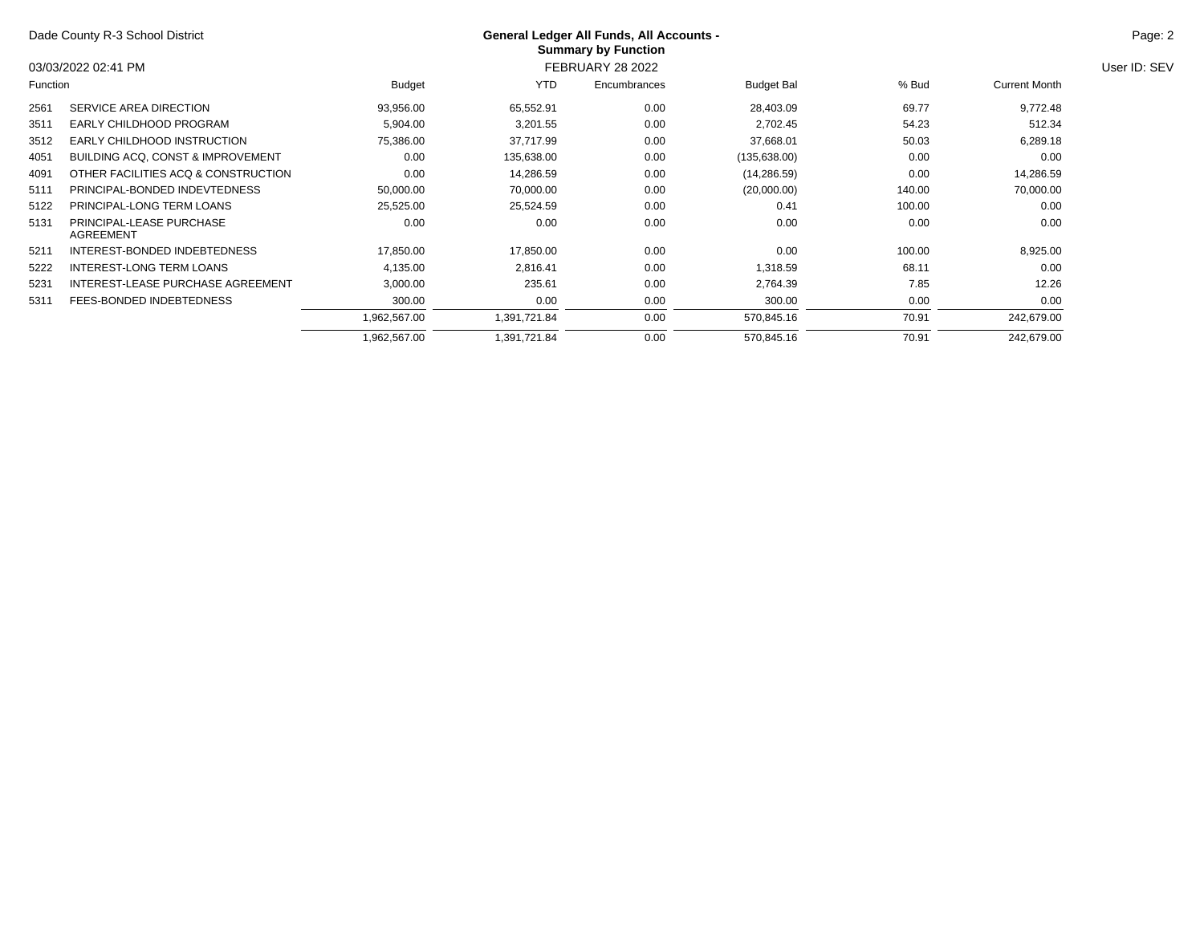| Function | | Budget | YTD | Encumbrances | Budget Bal | % Bud | Current Month |
|---|---|---|---|---|---|---|---|
| 2561 | SERVICE AREA DIRECTION | 93,956.00 | 65,552.91 | 0.00 | 28,403.09 | 69.77 | 9,772.48 |
| 3511 | EARLY CHILDHOOD PROGRAM | 5,904.00 | 3,201.55 | 0.00 | 2,702.45 | 54.23 | 512.34 |
| 3512 | EARLY CHILDHOOD INSTRUCTION | 75,386.00 | 37,717.99 | 0.00 | 37,668.01 | 50.03 | 6,289.18 |
| 4051 | BUILDING ACQ, CONST & IMPROVEMENT | 0.00 | 135,638.00 | 0.00 | (135,638.00) | 0.00 | 0.00 |
| 4091 | OTHER FACILITIES ACQ & CONSTRUCTION | 0.00 | 14,286.59 | 0.00 | (14,286.59) | 0.00 | 14,286.59 |
| 5111 | PRINCIPAL-BONDED INDEVTEDNESS | 50,000.00 | 70,000.00 | 0.00 | (20,000.00) | 140.00 | 70,000.00 |
| 5122 | PRINCIPAL-LONG TERM LOANS | 25,525.00 | 25,524.59 | 0.00 | 0.41 | 100.00 | 0.00 |
| 5131 | PRINCIPAL-LEASE PURCHASE AGREEMENT | 0.00 | 0.00 | 0.00 | 0.00 | 0.00 | 0.00 |
| 5211 | INTEREST-BONDED INDEBTEDNESS | 17,850.00 | 17,850.00 | 0.00 | 0.00 | 100.00 | 8,925.00 |
| 5222 | INTEREST-LONG TERM LOANS | 4,135.00 | 2,816.41 | 0.00 | 1,318.59 | 68.11 | 0.00 |
| 5231 | INTEREST-LEASE PURCHASE AGREEMENT | 3,000.00 | 235.61 | 0.00 | 2,764.39 | 7.85 | 12.26 |
| 5311 | FEES-BONDED INDEBTEDNESS | 300.00 | 0.00 | 0.00 | 300.00 | 0.00 | 0.00 |
| | | 1,962,567.00 | 1,391,721.84 | 0.00 | 570,845.16 | 70.91 | 242,679.00 |
| | | 1,962,567.00 | 1,391,721.84 | 0.00 | 570,845.16 | 70.91 | 242,679.00 |